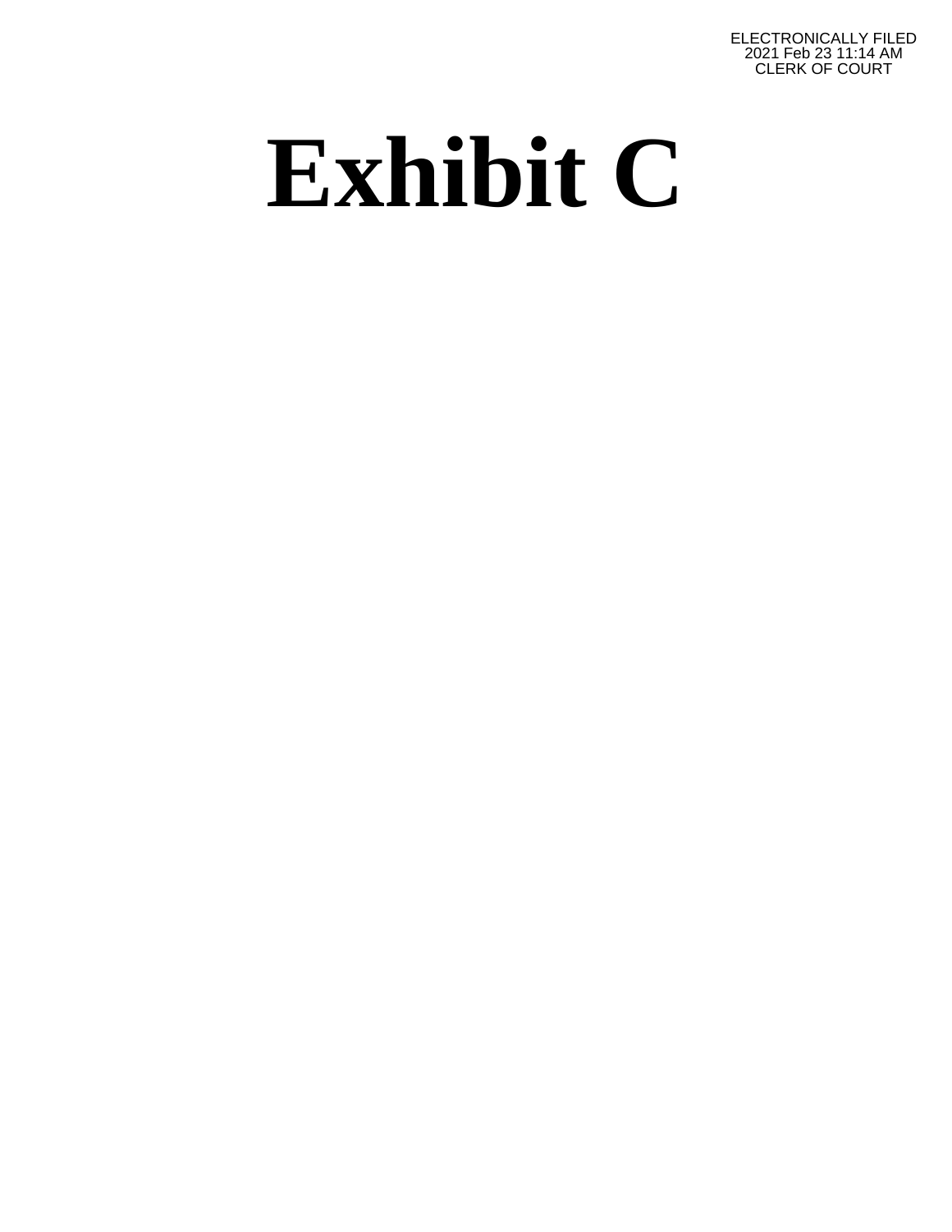ELECTRONICALLY FILED
2021 Feb 23 11:14 AM
CLERK OF COURT

# Exhibit C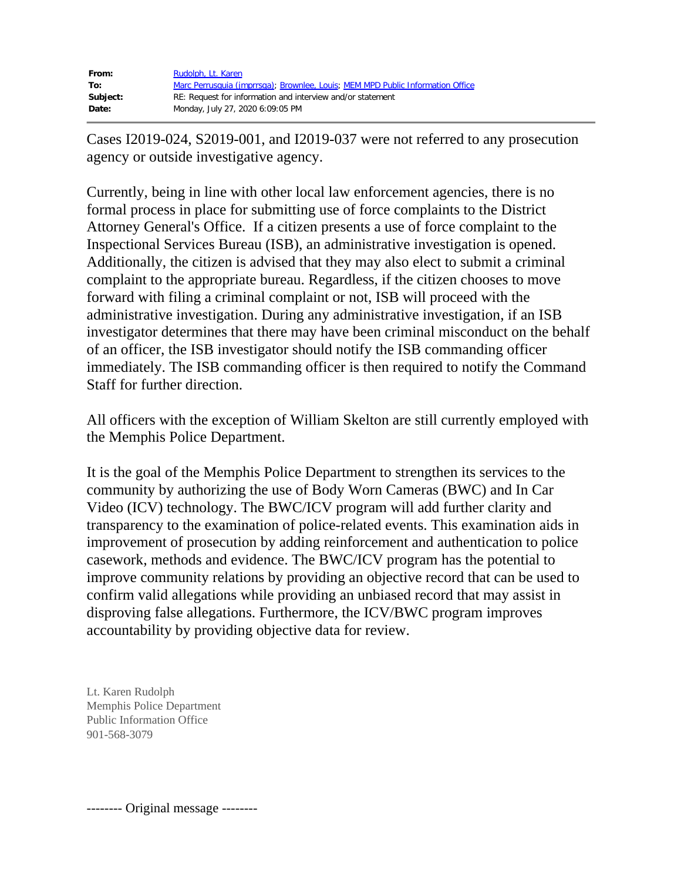| | |
|---|---|
| **From:** | Rudolph, Lt. Karen |
| **To:** | Marc Perrusquia (jmprrsqa); Brownlee, Louis; MEM MPD Public Information Office |
| **Subject:** | RE: Request for information and interview and/or statement |
| **Date:** | Monday, July 27, 2020 6:09:05 PM |

Cases I2019-024, S2019-001, and I2019-037 were not referred to any prosecution agency or outside investigative agency.

Currently, being in line with other local law enforcement agencies, there is no formal process in place for submitting use of force complaints to the District Attorney General's Office. If a citizen presents a use of force complaint to the Inspectional Services Bureau (ISB), an administrative investigation is opened. Additionally, the citizen is advised that they may also elect to submit a criminal complaint to the appropriate bureau. Regardless, if the citizen chooses to move forward with filing a criminal complaint or not, ISB will proceed with the administrative investigation. During any administrative investigation, if an ISB investigator determines that there may have been criminal misconduct on the behalf of an officer, the ISB investigator should notify the ISB commanding officer immediately. The ISB commanding officer is then required to notify the Command Staff for further direction.

All officers with the exception of William Skelton are still currently employed with the Memphis Police Department.

It is the goal of the Memphis Police Department to strengthen its services to the community by authorizing the use of Body Worn Cameras (BWC) and In Car Video (ICV) technology. The BWC/ICV program will add further clarity and transparency to the examination of police-related events. This examination aids in improvement of prosecution by adding reinforcement and authentication to police casework, methods and evidence. The BWC/ICV program has the potential to improve community relations by providing an objective record that can be used to confirm valid allegations while providing an unbiased record that may assist in disproving false allegations. Furthermore, the ICV/BWC program improves accountability by providing objective data for review.

Lt. Karen Rudolph
Memphis Police Department
Public Information Office
901-568-3079

-------- Original message --------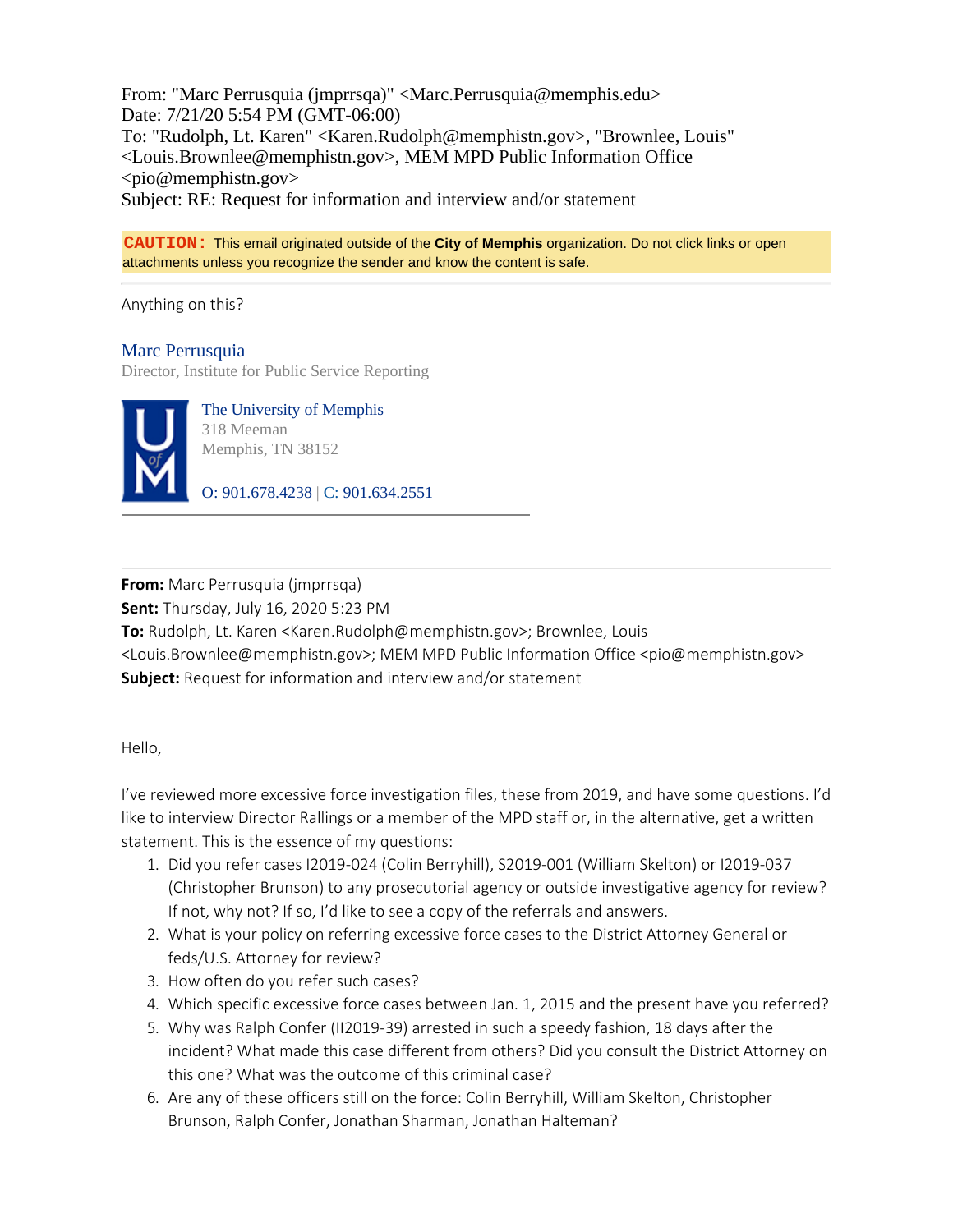From: "Marc Perrusquia (jmprrsqa)" <Marc.Perrusquia@memphis.edu>
Date: 7/21/20 5:54 PM (GMT-06:00)
To: "Rudolph, Lt. Karen" <Karen.Rudolph@memphistn.gov>, "Brownlee, Louis" <Louis.Brownlee@memphistn.gov>, MEM MPD Public Information Office <pio@memphistn.gov>
Subject: RE: Request for information and interview and/or statement

**CAUTION:** This email originated outside of the **City of Memphis** organization. Do not click links or open attachments unless you recognize the sender and know the content is safe.

---

Anything on this?

Marc Perrusquia
Director, Institute for Public Service Reporting

The University of Memphis
318 Meeman
Memphis, TN 38152

O: 901.678.4238 | C: 901.634.2551

---

**From:** Marc Perrusquia (jmprrsqa)
**Sent:** Thursday, July 16, 2020 5:23 PM
**To:** Rudolph, Lt. Karen <Karen.Rudolph@memphistn.gov>; Brownlee, Louis <Louis.Brownlee@memphistn.gov>; MEM MPD Public Information Office <pio@memphistn.gov>
**Subject:** Request for information and interview and/or statement

Hello,

I've reviewed more excessive force investigation files, these from 2019, and have some questions. I'd like to interview Director Rallings or a member of the MPD staff or, in the alternative, get a written statement. This is the essence of my questions:

1. Did you refer cases I2019-024 (Colin Berryhill), S2019-001 (William Skelton) or I2019-037 (Christopher Brunson) to any prosecutorial agency or outside investigative agency for review? If not, why not? If so, I'd like to see a copy of the referrals and answers.
2. What is your policy on referring excessive force cases to the District Attorney General or feds/U.S. Attorney for review?
3. How often do you refer such cases?
4. Which specific excessive force cases between Jan. 1, 2015 and the present have you referred?
5. Why was Ralph Confer (II2019-39) arrested in such a speedy fashion, 18 days after the incident? What made this case different from others? Did you consult the District Attorney on this one? What was the outcome of this criminal case?
6. Are any of these officers still on the force: Colin Berryhill, William Skelton, Christopher Brunson, Ralph Confer, Jonathan Sharman, Jonathan Halteman?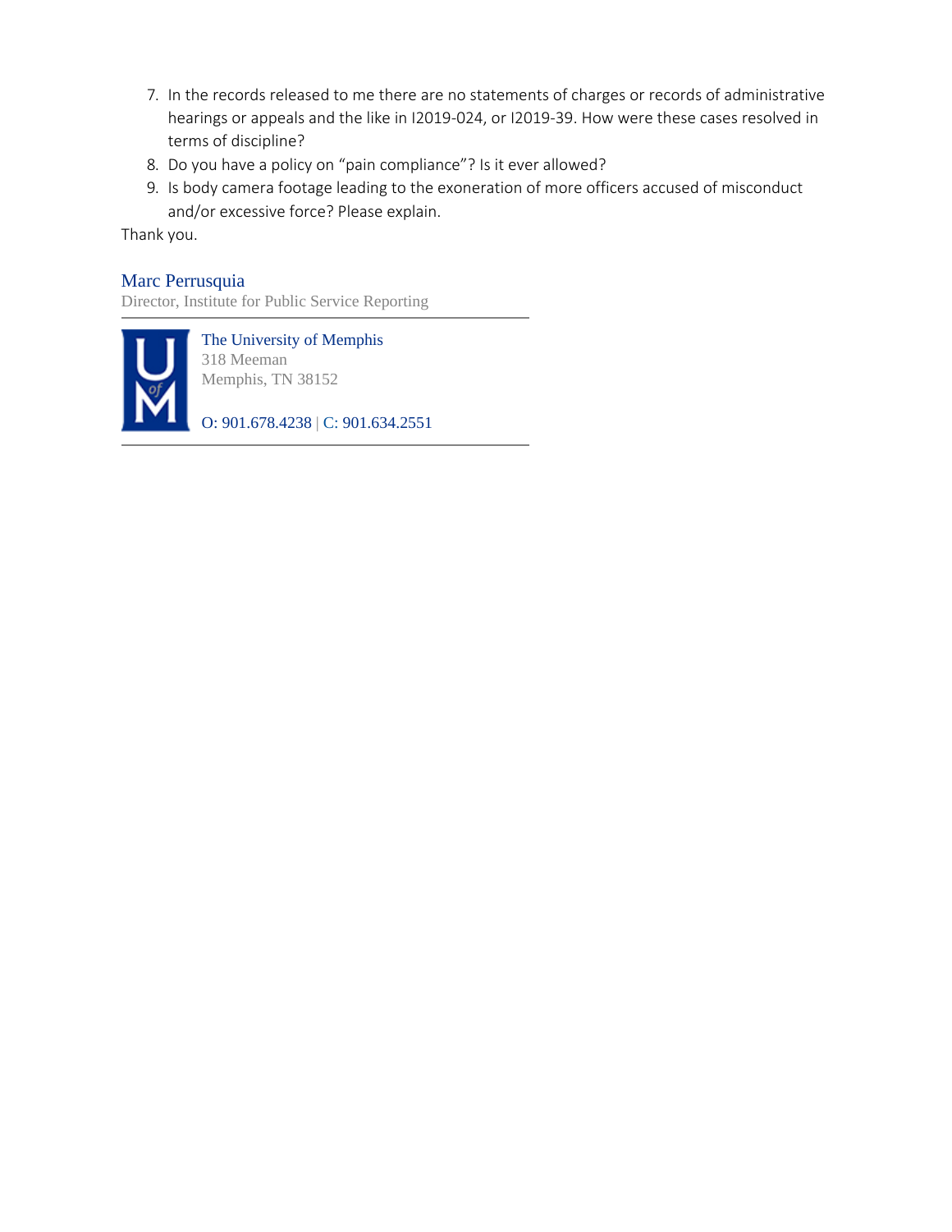7. In the records released to me there are no statements of charges or records of administrative hearings or appeals and the like in I2019-024, or I2019-39. How were these cases resolved in terms of discipline?
8. Do you have a policy on "pain compliance"? Is it ever allowed?
9. Is body camera footage leading to the exoneration of more officers accused of misconduct and/or excessive force? Please explain.

Thank you.

Marc Perrusquia
Director, Institute for Public Service Reporting

The University of Memphis
318 Meeman
Memphis, TN 38152

O: 901.678.4238 | C: 901.634.2551